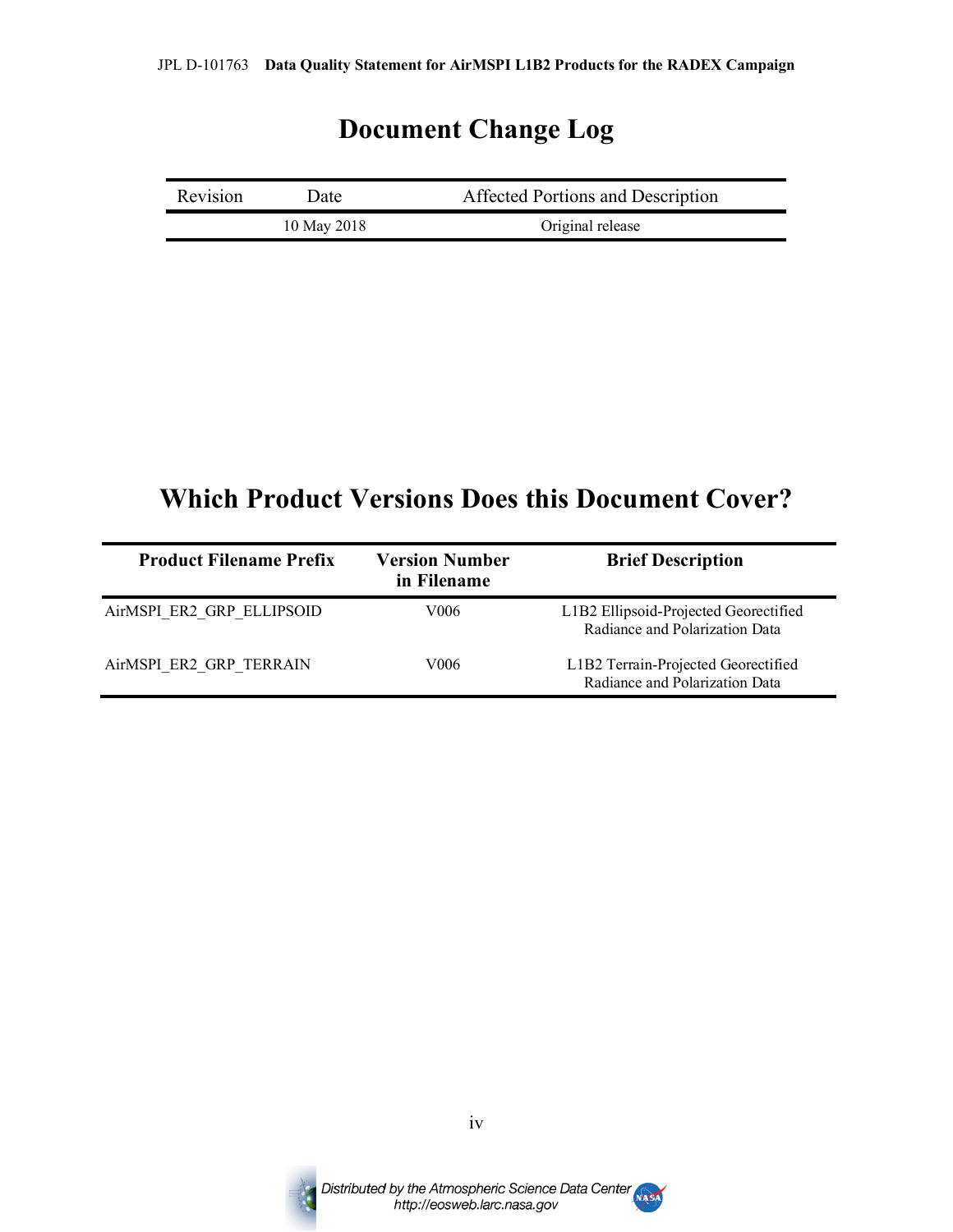# Document Change Log

| Revision | Date | Affected Portions and Description |
|---|---|---|
| | 10 May 2018 | Original release |

# Which Product Versions Does this Document Cover?

| Product Filename Prefix | Version Number in Filename | Brief Description |
|---|---|---|
| AirMSPI_ER2_GRP_ELLIPSOID | V006 | L1B2 Ellipsoid-Projected Georectified Radiance and Polarization Data |
| AirMSPI_ER2_GRP_TERRAIN | V006 | L1B2 Terrain-Projected Georectified Radiance and Polarization Data |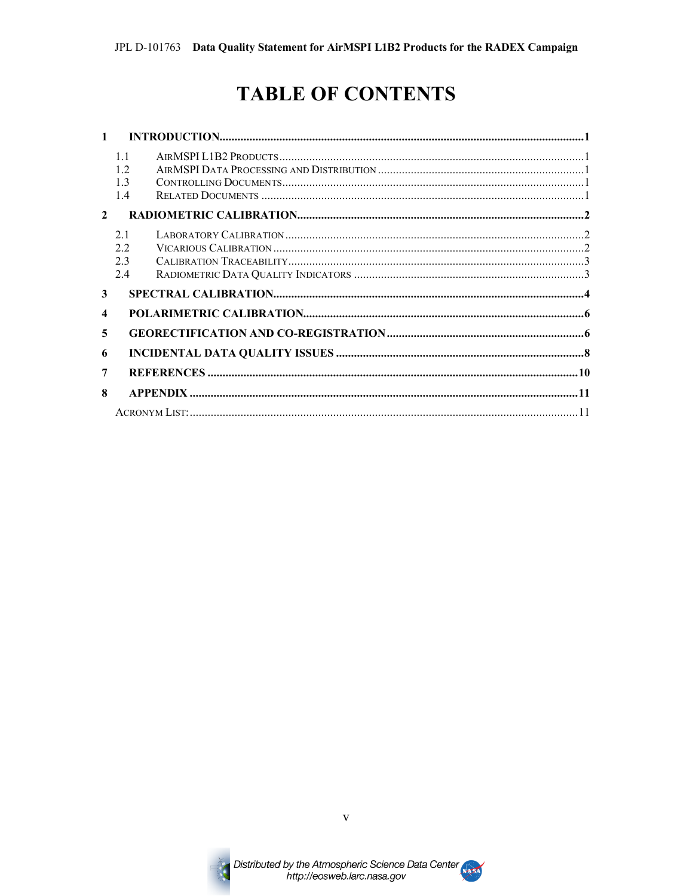# TABLE OF CONTENTS

**1 INTRODUCTION** ..... **1**

- 1.1 AirMSPI L1B2 Products ..... 1
- 1.2 AirMSPI Data Processing and Distribution ..... 1
- 1.3 Controlling Documents ..... 1
- 1.4 Related Documents ..... 1

**2 RADIOMETRIC CALIBRATION** ..... **2**

- 2.1 Laboratory Calibration ..... 2
- 2.2 Vicarious Calibration ..... 2
- 2.3 Calibration Traceability ..... 3
- 2.4 Radiometric Data Quality Indicators ..... 3

**3 SPECTRAL CALIBRATION** ..... **4**

**4 POLARIMETRIC CALIBRATION** ..... **6**

**5 GEORECTIFICATION AND CO-REGISTRATION** ..... **6**

**6 INCIDENTAL DATA QUALITY ISSUES** ..... **8**

**7 REFERENCES** ..... **10**

**8 APPENDIX** ..... **11**

- Acronym List: ..... 11

Distributed by the Atmospheric Science Data Center
http://eosweb.larc.nasa.gov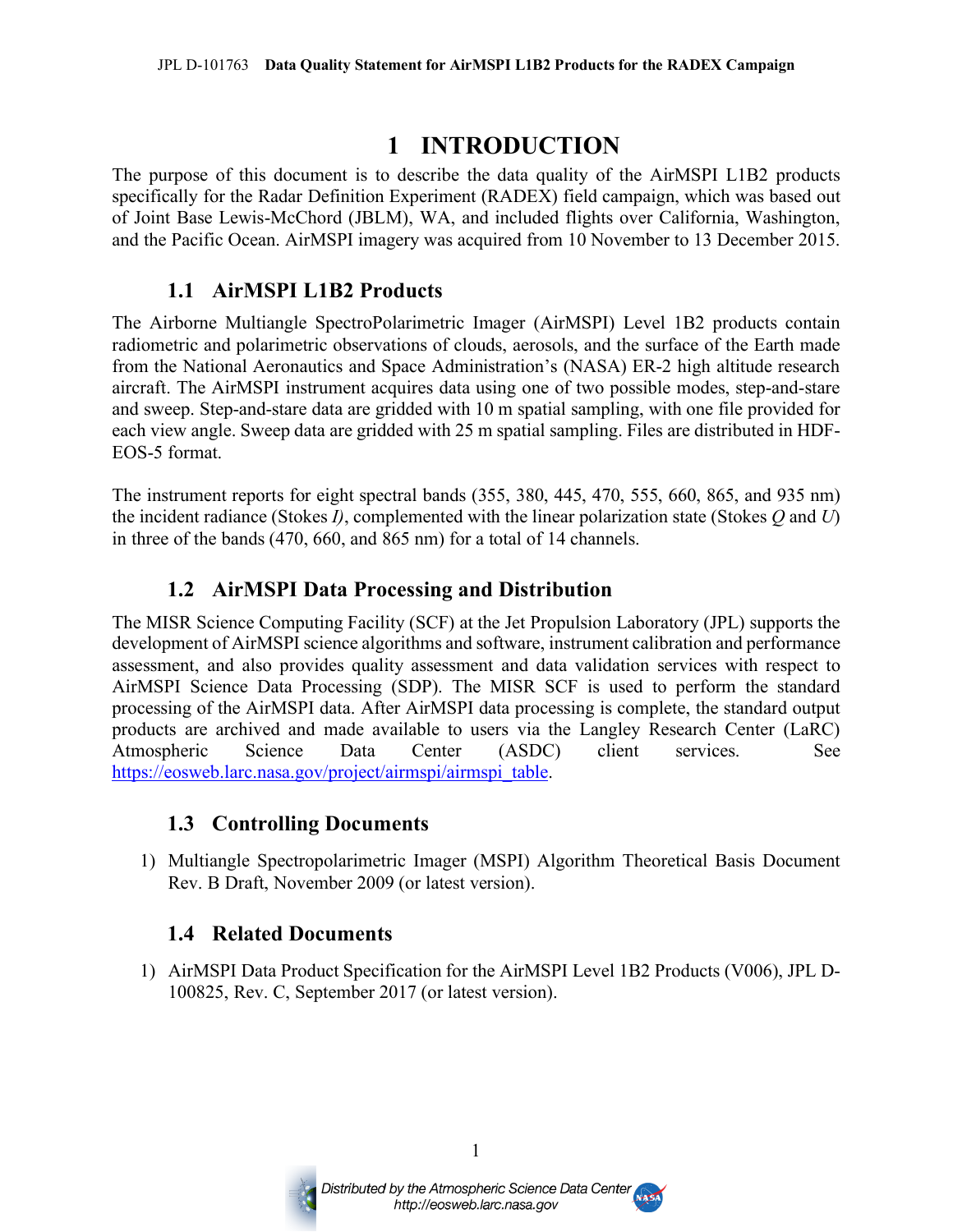# 1 INTRODUCTION

The purpose of this document is to describe the data quality of the AirMSPI L1B2 products specifically for the Radar Definition Experiment (RADEX) field campaign, which was based out of Joint Base Lewis-McChord (JBLM), WA, and included flights over California, Washington, and the Pacific Ocean. AirMSPI imagery was acquired from 10 November to 13 December 2015.

## 1.1 AirMSPI L1B2 Products

The Airborne Multiangle SpectroPolarimetric Imager (AirMSPI) Level 1B2 products contain radiometric and polarimetric observations of clouds, aerosols, and the surface of the Earth made from the National Aeronautics and Space Administration's (NASA) ER-2 high altitude research aircraft. The AirMSPI instrument acquires data using one of two possible modes, step-and-stare and sweep. Step-and-stare data are gridded with 10 m spatial sampling, with one file provided for each view angle. Sweep data are gridded with 25 m spatial sampling. Files are distributed in HDF-EOS-5 format.

The instrument reports for eight spectral bands (355, 380, 445, 470, 555, 660, 865, and 935 nm) the incident radiance (Stokes *I)*, complemented with the linear polarization state (Stokes *Q* and *U*) in three of the bands (470, 660, and 865 nm) for a total of 14 channels.

## 1.2 AirMSPI Data Processing and Distribution

The MISR Science Computing Facility (SCF) at the Jet Propulsion Laboratory (JPL) supports the development of AirMSPI science algorithms and software, instrument calibration and performance assessment, and also provides quality assessment and data validation services with respect to AirMSPI Science Data Processing (SDP). The MISR SCF is used to perform the standard processing of the AirMSPI data. After AirMSPI data processing is complete, the standard output products are archived and made available to users via the Langley Research Center (LaRC) Atmospheric Science Data Center (ASDC) client services. See https://eosweb.larc.nasa.gov/project/airmspi/airmspi_table.

## 1.3 Controlling Documents

1) Multiangle Spectropolarimetric Imager (MSPI) Algorithm Theoretical Basis Document Rev. B Draft, November 2009 (or latest version).

## 1.4 Related Documents

1) AirMSPI Data Product Specification for the AirMSPI Level 1B2 Products (V006), JPL D-100825, Rev. C, September 2017 (or latest version).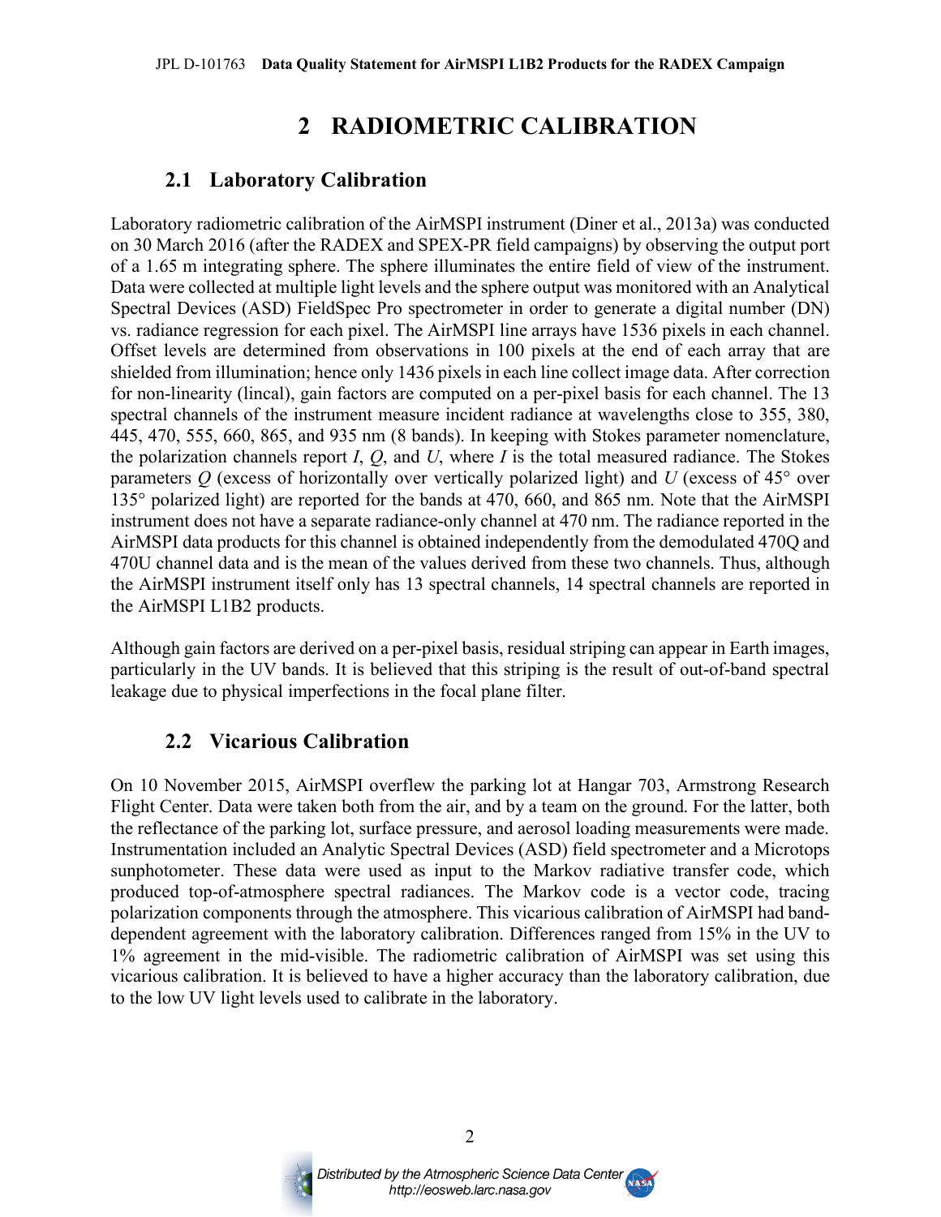# 2 RADIOMETRIC CALIBRATION

## 2.1 Laboratory Calibration

Laboratory radiometric calibration of the AirMSPI instrument (Diner et al., 2013a) was conducted on 30 March 2016 (after the RADEX and SPEX-PR field campaigns) by observing the output port of a 1.65 m integrating sphere. The sphere illuminates the entire field of view of the instrument. Data were collected at multiple light levels and the sphere output was monitored with an Analytical Spectral Devices (ASD) FieldSpec Pro spectrometer in order to generate a digital number (DN) vs. radiance regression for each pixel. The AirMSPI line arrays have 1536 pixels in each channel. Offset levels are determined from observations in 100 pixels at the end of each array that are shielded from illumination; hence only 1436 pixels in each line collect image data. After correction for non-linearity (lincal), gain factors are computed on a per-pixel basis for each channel. The 13 spectral channels of the instrument measure incident radiance at wavelengths close to 355, 380, 445, 470, 555, 660, 865, and 935 nm (8 bands). In keeping with Stokes parameter nomenclature, the polarization channels report *I*, *Q*, and *U*, where *I* is the total measured radiance. The Stokes parameters *Q* (excess of horizontally over vertically polarized light) and *U* (excess of 45° over 135° polarized light) are reported for the bands at 470, 660, and 865 nm. Note that the AirMSPI instrument does not have a separate radiance-only channel at 470 nm. The radiance reported in the AirMSPI data products for this channel is obtained independently from the demodulated 470Q and 470U channel data and is the mean of the values derived from these two channels. Thus, although the AirMSPI instrument itself only has 13 spectral channels, 14 spectral channels are reported in the AirMSPI L1B2 products.

Although gain factors are derived on a per-pixel basis, residual striping can appear in Earth images, particularly in the UV bands. It is believed that this striping is the result of out-of-band spectral leakage due to physical imperfections in the focal plane filter.

## 2.2 Vicarious Calibration

On 10 November 2015, AirMSPI overflew the parking lot at Hangar 703, Armstrong Research Flight Center. Data were taken both from the air, and by a team on the ground. For the latter, both the reflectance of the parking lot, surface pressure, and aerosol loading measurements were made. Instrumentation included an Analytic Spectral Devices (ASD) field spectrometer and a Microtops sunphotometer. These data were used as input to the Markov radiative transfer code, which produced top-of-atmosphere spectral radiances. The Markov code is a vector code, tracing polarization components through the atmosphere. This vicarious calibration of AirMSPI had band-dependent agreement with the laboratory calibration. Differences ranged from 15% in the UV to 1% agreement in the mid-visible. The radiometric calibration of AirMSPI was set using this vicarious calibration. It is believed to have a higher accuracy than the laboratory calibration, due to the low UV light levels used to calibrate in the laboratory.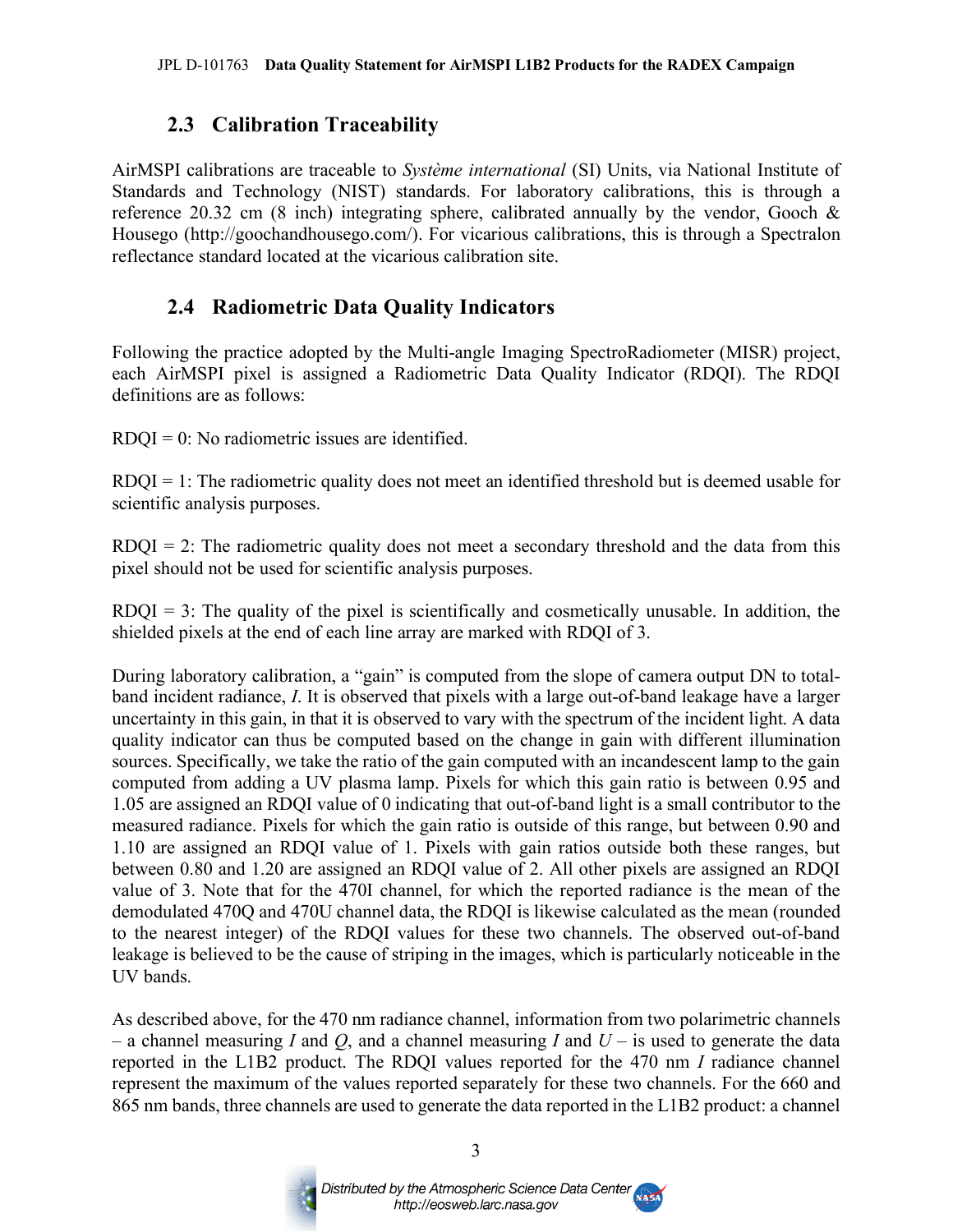## 2.3 Calibration Traceability

AirMSPI calibrations are traceable to *Système international* (SI) Units, via National Institute of Standards and Technology (NIST) standards. For laboratory calibrations, this is through a reference 20.32 cm (8 inch) integrating sphere, calibrated annually by the vendor, Gooch & Housego (http://goochandhousego.com/). For vicarious calibrations, this is through a Spectralon reflectance standard located at the vicarious calibration site.

## 2.4 Radiometric Data Quality Indicators

Following the practice adopted by the Multi-angle Imaging SpectroRadiometer (MISR) project, each AirMSPI pixel is assigned a Radiometric Data Quality Indicator (RDQI). The RDQI definitions are as follows:

RDQI = 0: No radiometric issues are identified.

RDQI = 1: The radiometric quality does not meet an identified threshold but is deemed usable for scientific analysis purposes.

RDQI = 2: The radiometric quality does not meet a secondary threshold and the data from this pixel should not be used for scientific analysis purposes.

RDQI = 3: The quality of the pixel is scientifically and cosmetically unusable. In addition, the shielded pixels at the end of each line array are marked with RDQI of 3.

During laboratory calibration, a "gain" is computed from the slope of camera output DN to total-band incident radiance, *I*. It is observed that pixels with a large out-of-band leakage have a larger uncertainty in this gain, in that it is observed to vary with the spectrum of the incident light. A data quality indicator can thus be computed based on the change in gain with different illumination sources. Specifically, we take the ratio of the gain computed with an incandescent lamp to the gain computed from adding a UV plasma lamp. Pixels for which this gain ratio is between 0.95 and 1.05 are assigned an RDQI value of 0 indicating that out-of-band light is a small contributor to the measured radiance. Pixels for which the gain ratio is outside of this range, but between 0.90 and 1.10 are assigned an RDQI value of 1. Pixels with gain ratios outside both these ranges, but between 0.80 and 1.20 are assigned an RDQI value of 2. All other pixels are assigned an RDQI value of 3. Note that for the 470I channel, for which the reported radiance is the mean of the demodulated 470Q and 470U channel data, the RDQI is likewise calculated as the mean (rounded to the nearest integer) of the RDQI values for these two channels. The observed out-of-band leakage is believed to be the cause of striping in the images, which is particularly noticeable in the UV bands.

As described above, for the 470 nm radiance channel, information from two polarimetric channels – a channel measuring *I* and *Q*, and a channel measuring *I* and *U* – is used to generate the data reported in the L1B2 product. The RDQI values reported for the 470 nm *I* radiance channel represent the maximum of the values reported separately for these two channels. For the 660 and 865 nm bands, three channels are used to generate the data reported in the L1B2 product: a channel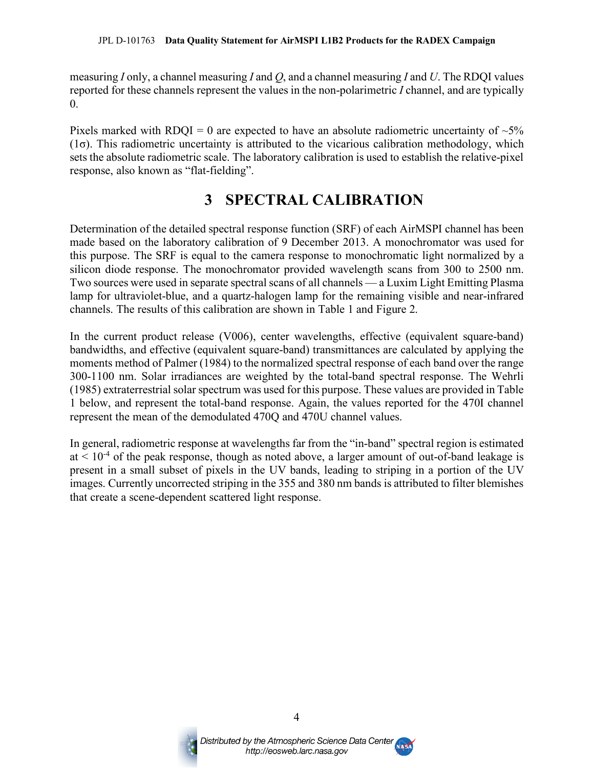measuring *I* only, a channel measuring *I* and *Q*, and a channel measuring *I* and *U*. The RDQI values reported for these channels represent the values in the non-polarimetric *I* channel, and are typically 0.

Pixels marked with RDQI = 0 are expected to have an absolute radiometric uncertainty of ~5% (1σ). This radiometric uncertainty is attributed to the vicarious calibration methodology, which sets the absolute radiometric scale. The laboratory calibration is used to establish the relative-pixel response, also known as "flat-fielding".

# 3 SPECTRAL CALIBRATION

Determination of the detailed spectral response function (SRF) of each AirMSPI channel has been made based on the laboratory calibration of 9 December 2013. A monochromator was used for this purpose. The SRF is equal to the camera response to monochromatic light normalized by a silicon diode response. The monochromator provided wavelength scans from 300 to 2500 nm. Two sources were used in separate spectral scans of all channels — a Luxim Light Emitting Plasma lamp for ultraviolet-blue, and a quartz-halogen lamp for the remaining visible and near-infrared channels. The results of this calibration are shown in Table 1 and Figure 2.

In the current product release (V006), center wavelengths, effective (equivalent square-band) bandwidths, and effective (equivalent square-band) transmittances are calculated by applying the moments method of Palmer (1984) to the normalized spectral response of each band over the range 300-1100 nm. Solar irradiances are weighted by the total-band spectral response. The Wehrli (1985) extraterrestrial solar spectrum was used for this purpose. These values are provided in Table 1 below, and represent the total-band response. Again, the values reported for the 470I channel represent the mean of the demodulated 470Q and 470U channel values.

In general, radiometric response at wavelengths far from the "in-band" spectral region is estimated at $< 10^{-4}$ of the peak response, though as noted above, a larger amount of out-of-band leakage is present in a small subset of pixels in the UV bands, leading to striping in a portion of the UV images. Currently uncorrected striping in the 355 and 380 nm bands is attributed to filter blemishes that create a scene-dependent scattered light response.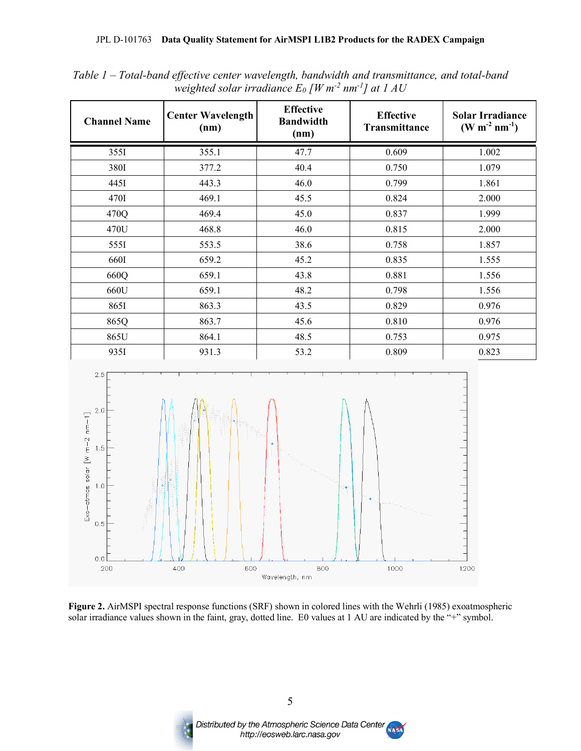*Table 1 – Total-band effective center wavelength, bandwidth and transmittance, and total-band weighted solar irradiance $E_0$ [W m$^{-2}$ nm$^{-1}$] at 1 AU*

| Channel Name | Center Wavelength (nm) | Effective Bandwidth (nm) | Effective Transmittance | Solar Irradiance (W m$^{-2}$ nm$^{-1}$) |
|---|---|---|---|---|
| 355I | 355.1 | 47.7 | 0.609 | 1.002 |
| 380I | 377.2 | 40.4 | 0.750 | 1.079 |
| 445I | 443.3 | 46.0 | 0.799 | 1.861 |
| 470I | 469.1 | 45.5 | 0.824 | 2.000 |
| 470Q | 469.4 | 45.0 | 0.837 | 1.999 |
| 470U | 468.8 | 46.0 | 0.815 | 2.000 |
| 555I | 553.5 | 38.6 | 0.758 | 1.857 |
| 660I | 659.2 | 45.2 | 0.835 | 1.555 |
| 660Q | 659.1 | 43.8 | 0.881 | 1.556 |
| 660U | 659.1 | 48.2 | 0.798 | 1.556 |
| 865I | 863.3 | 43.5 | 0.829 | 0.976 |
| 865Q | 863.7 | 45.6 | 0.810 | 0.976 |
| 865U | 864.1 | 48.5 | 0.753 | 0.975 |
| 935I | 931.3 | 53.2 | 0.809 | 0.823 |

**Figure 2.** AirMSPI spectral response functions (SRF) shown in colored lines with the Wehrli (1985) exoatmospheric solar irradiance values shown in the faint, gray, dotted line. E0 values at 1 AU are indicated by the "+" symbol.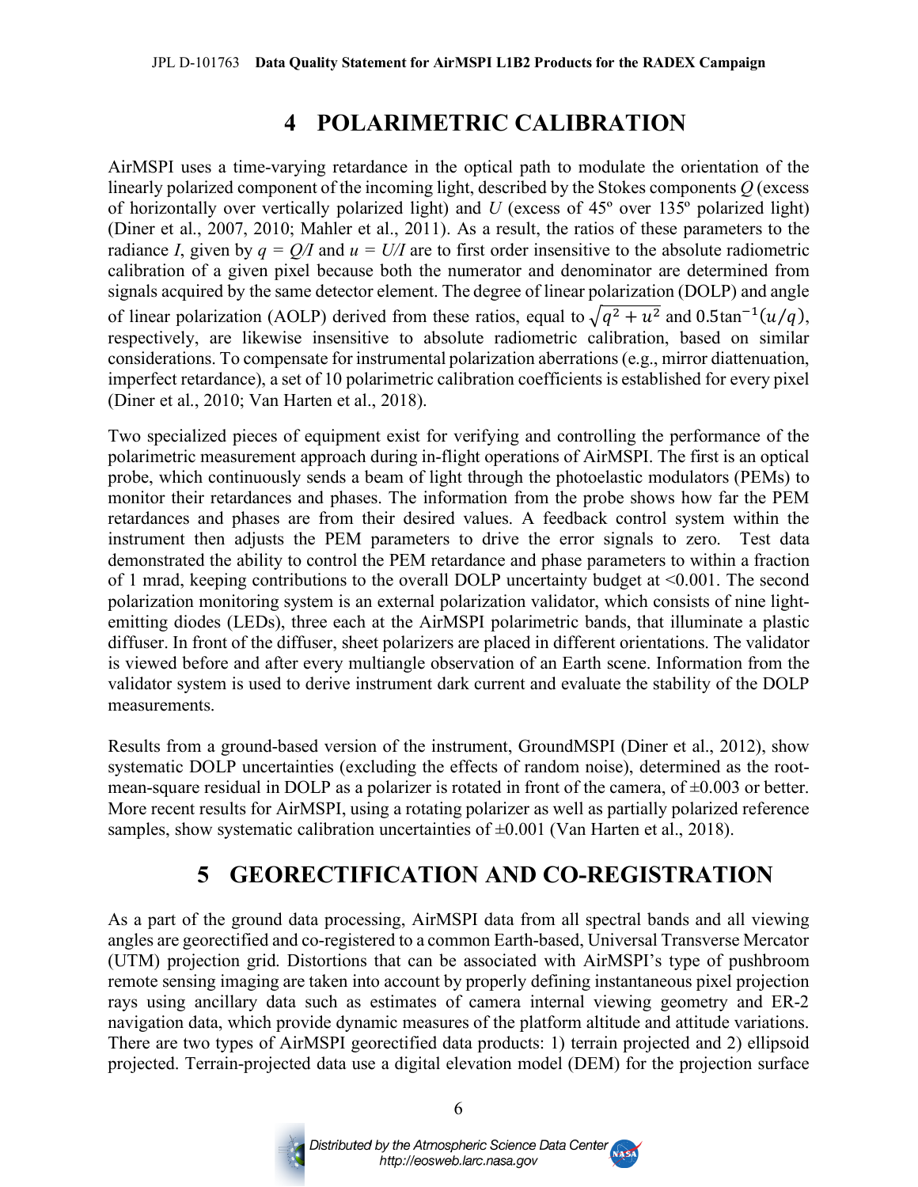# 4 POLARIMETRIC CALIBRATION

AirMSPI uses a time-varying retardance in the optical path to modulate the orientation of the linearly polarized component of the incoming light, described by the Stokes components $Q$ (excess of horizontally over vertically polarized light) and $U$ (excess of 45º over 135º polarized light) (Diner et al., 2007, 2010; Mahler et al., 2011). As a result, the ratios of these parameters to the radiance $I$, given by $q = Q/I$ and $u = U/I$ are to first order insensitive to the absolute radiometric calibration of a given pixel because both the numerator and denominator are determined from signals acquired by the same detector element. The degree of linear polarization (DOLP) and angle of linear polarization (AOLP) derived from these ratios, equal to $\sqrt{q^2 + u^2}$ and $0.5\tan^{-1}(u/q)$, respectively, are likewise insensitive to absolute radiometric calibration, based on similar considerations. To compensate for instrumental polarization aberrations (e.g., mirror diattenuation, imperfect retardance), a set of 10 polarimetric calibration coefficients is established for every pixel (Diner et al., 2010; Van Harten et al., 2018).

Two specialized pieces of equipment exist for verifying and controlling the performance of the polarimetric measurement approach during in-flight operations of AirMSPI. The first is an optical probe, which continuously sends a beam of light through the photoelastic modulators (PEMs) to monitor their retardances and phases. The information from the probe shows how far the PEM retardances and phases are from their desired values. A feedback control system within the instrument then adjusts the PEM parameters to drive the error signals to zero. Test data demonstrated the ability to control the PEM retardance and phase parameters to within a fraction of 1 mrad, keeping contributions to the overall DOLP uncertainty budget at <0.001. The second polarization monitoring system is an external polarization validator, which consists of nine light-emitting diodes (LEDs), three each at the AirMSPI polarimetric bands, that illuminate a plastic diffuser. In front of the diffuser, sheet polarizers are placed in different orientations. The validator is viewed before and after every multiangle observation of an Earth scene. Information from the validator system is used to derive instrument dark current and evaluate the stability of the DOLP measurements.

Results from a ground-based version of the instrument, GroundMSPI (Diner et al., 2012), show systematic DOLP uncertainties (excluding the effects of random noise), determined as the root-mean-square residual in DOLP as a polarizer is rotated in front of the camera, of ±0.003 or better. More recent results for AirMSPI, using a rotating polarizer as well as partially polarized reference samples, show systematic calibration uncertainties of ±0.001 (Van Harten et al., 2018).

# 5 GEORECTIFICATION AND CO-REGISTRATION

As a part of the ground data processing, AirMSPI data from all spectral bands and all viewing angles are georectified and co-registered to a common Earth-based, Universal Transverse Mercator (UTM) projection grid. Distortions that can be associated with AirMSPI's type of pushbroom remote sensing imaging are taken into account by properly defining instantaneous pixel projection rays using ancillary data such as estimates of camera internal viewing geometry and ER-2 navigation data, which provide dynamic measures of the platform altitude and attitude variations. There are two types of AirMSPI georectified data products: 1) terrain projected and 2) ellipsoid projected. Terrain-projected data use a digital elevation model (DEM) for the projection surface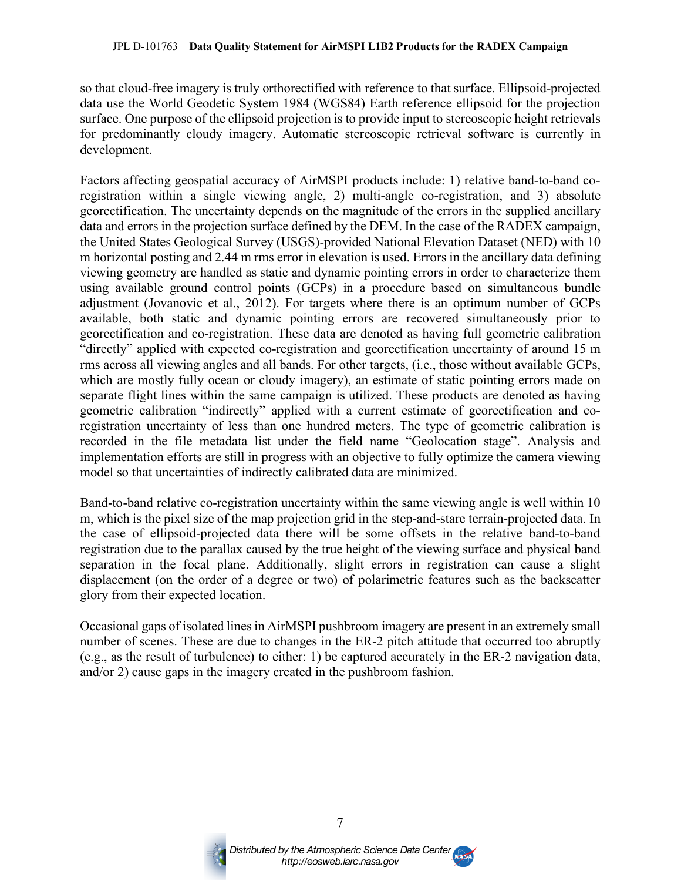so that cloud-free imagery is truly orthorectified with reference to that surface. Ellipsoid-projected data use the World Geodetic System 1984 (WGS84) Earth reference ellipsoid for the projection surface. One purpose of the ellipsoid projection is to provide input to stereoscopic height retrievals for predominantly cloudy imagery. Automatic stereoscopic retrieval software is currently in development.

Factors affecting geospatial accuracy of AirMSPI products include: 1) relative band-to-band co-registration within a single viewing angle, 2) multi-angle co-registration, and 3) absolute georectification. The uncertainty depends on the magnitude of the errors in the supplied ancillary data and errors in the projection surface defined by the DEM. In the case of the RADEX campaign, the United States Geological Survey (USGS)-provided National Elevation Dataset (NED) with 10 m horizontal posting and 2.44 m rms error in elevation is used. Errors in the ancillary data defining viewing geometry are handled as static and dynamic pointing errors in order to characterize them using available ground control points (GCPs) in a procedure based on simultaneous bundle adjustment (Jovanovic et al., 2012). For targets where there is an optimum number of GCPs available, both static and dynamic pointing errors are recovered simultaneously prior to georectification and co-registration. These data are denoted as having full geometric calibration "directly" applied with expected co-registration and georectification uncertainty of around 15 m rms across all viewing angles and all bands. For other targets, (i.e., those without available GCPs, which are mostly fully ocean or cloudy imagery), an estimate of static pointing errors made on separate flight lines within the same campaign is utilized. These products are denoted as having geometric calibration "indirectly" applied with a current estimate of georectification and co-registration uncertainty of less than one hundred meters. The type of geometric calibration is recorded in the file metadata list under the field name "Geolocation stage". Analysis and implementation efforts are still in progress with an objective to fully optimize the camera viewing model so that uncertainties of indirectly calibrated data are minimized.

Band-to-band relative co-registration uncertainty within the same viewing angle is well within 10 m, which is the pixel size of the map projection grid in the step-and-stare terrain-projected data. In the case of ellipsoid-projected data there will be some offsets in the relative band-to-band registration due to the parallax caused by the true height of the viewing surface and physical band separation in the focal plane. Additionally, slight errors in registration can cause a slight displacement (on the order of a degree or two) of polarimetric features such as the backscatter glory from their expected location.

Occasional gaps of isolated lines in AirMSPI pushbroom imagery are present in an extremely small number of scenes. These are due to changes in the ER-2 pitch attitude that occurred too abruptly (e.g., as the result of turbulence) to either: 1) be captured accurately in the ER-2 navigation data, and/or 2) cause gaps in the imagery created in the pushbroom fashion.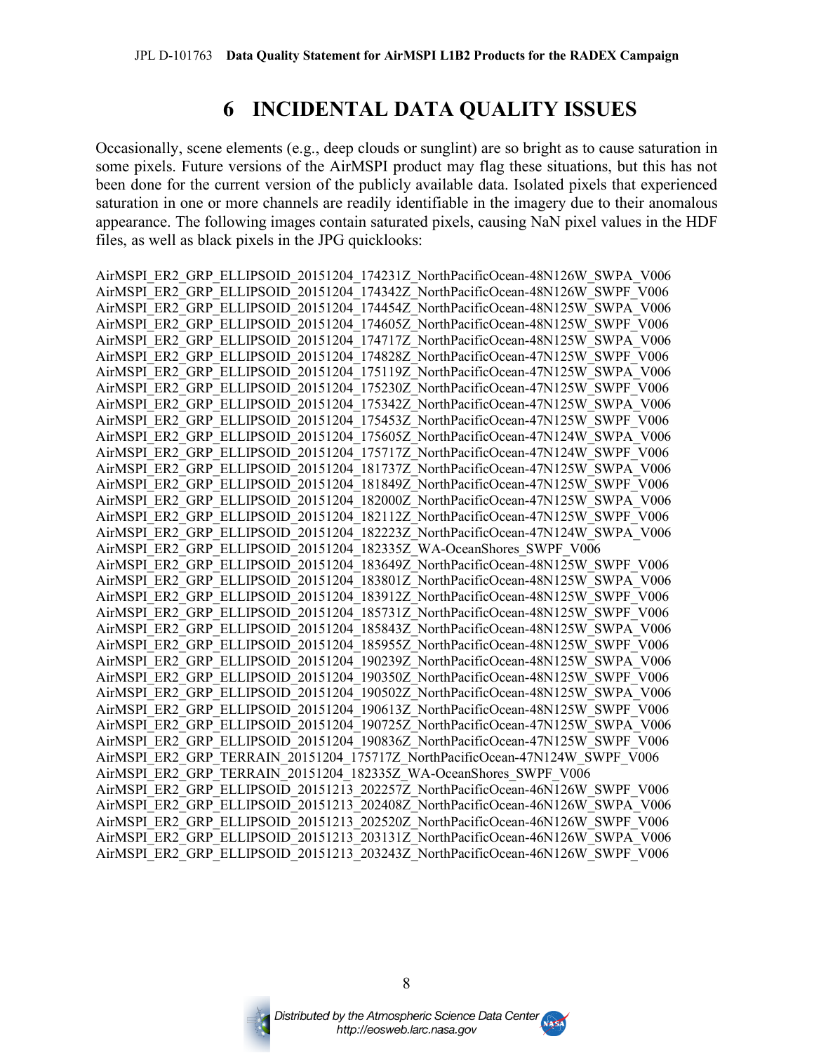# 6 INCIDENTAL DATA QUALITY ISSUES

Occasionally, scene elements (e.g., deep clouds or sunglint) are so bright as to cause saturation in some pixels. Future versions of the AirMSPI product may flag these situations, but this has not been done for the current version of the publicly available data. Isolated pixels that experienced saturation in one or more channels are readily identifiable in the imagery due to their anomalous appearance. The following images contain saturated pixels, causing NaN pixel values in the HDF files, as well as black pixels in the JPG quicklooks:

AirMSPI_ER2_GRP_ELLIPSOID_20151204_174231Z_NorthPacificOcean-48N126W_SWPA_V006
AirMSPI_ER2_GRP_ELLIPSOID_20151204_174342Z_NorthPacificOcean-48N126W_SWPF_V006
AirMSPI_ER2_GRP_ELLIPSOID_20151204_174454Z_NorthPacificOcean-48N125W_SWPA_V006
AirMSPI_ER2_GRP_ELLIPSOID_20151204_174605Z_NorthPacificOcean-48N125W_SWPF_V006
AirMSPI_ER2_GRP_ELLIPSOID_20151204_174717Z_NorthPacificOcean-48N125W_SWPA_V006
AirMSPI_ER2_GRP_ELLIPSOID_20151204_174828Z_NorthPacificOcean-47N125W_SWPF_V006
AirMSPI_ER2_GRP_ELLIPSOID_20151204_175119Z_NorthPacificOcean-47N125W_SWPA_V006
AirMSPI_ER2_GRP_ELLIPSOID_20151204_175230Z_NorthPacificOcean-47N125W_SWPF_V006
AirMSPI_ER2_GRP_ELLIPSOID_20151204_175342Z_NorthPacificOcean-47N125W_SWPA_V006
AirMSPI_ER2_GRP_ELLIPSOID_20151204_175453Z_NorthPacificOcean-47N125W_SWPF_V006
AirMSPI_ER2_GRP_ELLIPSOID_20151204_175605Z_NorthPacificOcean-47N124W_SWPA_V006
AirMSPI_ER2_GRP_ELLIPSOID_20151204_175717Z_NorthPacificOcean-47N124W_SWPF_V006
AirMSPI_ER2_GRP_ELLIPSOID_20151204_181737Z_NorthPacificOcean-47N125W_SWPA_V006
AirMSPI_ER2_GRP_ELLIPSOID_20151204_181849Z_NorthPacificOcean-47N125W_SWPF_V006
AirMSPI_ER2_GRP_ELLIPSOID_20151204_182000Z_NorthPacificOcean-47N125W_SWPA_V006
AirMSPI_ER2_GRP_ELLIPSOID_20151204_182112Z_NorthPacificOcean-47N125W_SWPF_V006
AirMSPI_ER2_GRP_ELLIPSOID_20151204_182223Z_NorthPacificOcean-47N124W_SWPA_V006
AirMSPI_ER2_GRP_ELLIPSOID_20151204_182335Z_WA-OceanShores_SWPF_V006
AirMSPI_ER2_GRP_ELLIPSOID_20151204_183649Z_NorthPacificOcean-48N125W_SWPF_V006
AirMSPI_ER2_GRP_ELLIPSOID_20151204_183801Z_NorthPacificOcean-48N125W_SWPA_V006
AirMSPI_ER2_GRP_ELLIPSOID_20151204_183912Z_NorthPacificOcean-48N125W_SWPF_V006
AirMSPI_ER2_GRP_ELLIPSOID_20151204_185731Z_NorthPacificOcean-48N125W_SWPF_V006
AirMSPI_ER2_GRP_ELLIPSOID_20151204_185843Z_NorthPacificOcean-48N125W_SWPA_V006
AirMSPI_ER2_GRP_ELLIPSOID_20151204_185955Z_NorthPacificOcean-48N125W_SWPF_V006
AirMSPI_ER2_GRP_ELLIPSOID_20151204_190239Z_NorthPacificOcean-48N125W_SWPA_V006
AirMSPI_ER2_GRP_ELLIPSOID_20151204_190350Z_NorthPacificOcean-48N125W_SWPF_V006
AirMSPI_ER2_GRP_ELLIPSOID_20151204_190502Z_NorthPacificOcean-48N125W_SWPA_V006
AirMSPI_ER2_GRP_ELLIPSOID_20151204_190613Z_NorthPacificOcean-48N125W_SWPF_V006
AirMSPI_ER2_GRP_ELLIPSOID_20151204_190725Z_NorthPacificOcean-47N125W_SWPA_V006
AirMSPI_ER2_GRP_ELLIPSOID_20151204_190836Z_NorthPacificOcean-47N125W_SWPF_V006
AirMSPI_ER2_GRP_TERRAIN_20151204_175717Z_NorthPacificOcean-47N124W_SWPF_V006
AirMSPI_ER2_GRP_TERRAIN_20151204_182335Z_WA-OceanShores_SWPF_V006
AirMSPI_ER2_GRP_ELLIPSOID_20151213_202257Z_NorthPacificOcean-46N126W_SWPF_V006
AirMSPI_ER2_GRP_ELLIPSOID_20151213_202408Z_NorthPacificOcean-46N126W_SWPA_V006
AirMSPI_ER2_GRP_ELLIPSOID_20151213_202520Z_NorthPacificOcean-46N126W_SWPF_V006
AirMSPI_ER2_GRP_ELLIPSOID_20151213_203131Z_NorthPacificOcean-46N126W_SWPA_V006
AirMSPI_ER2_GRP_ELLIPSOID_20151213_203243Z_NorthPacificOcean-46N126W_SWPF_V006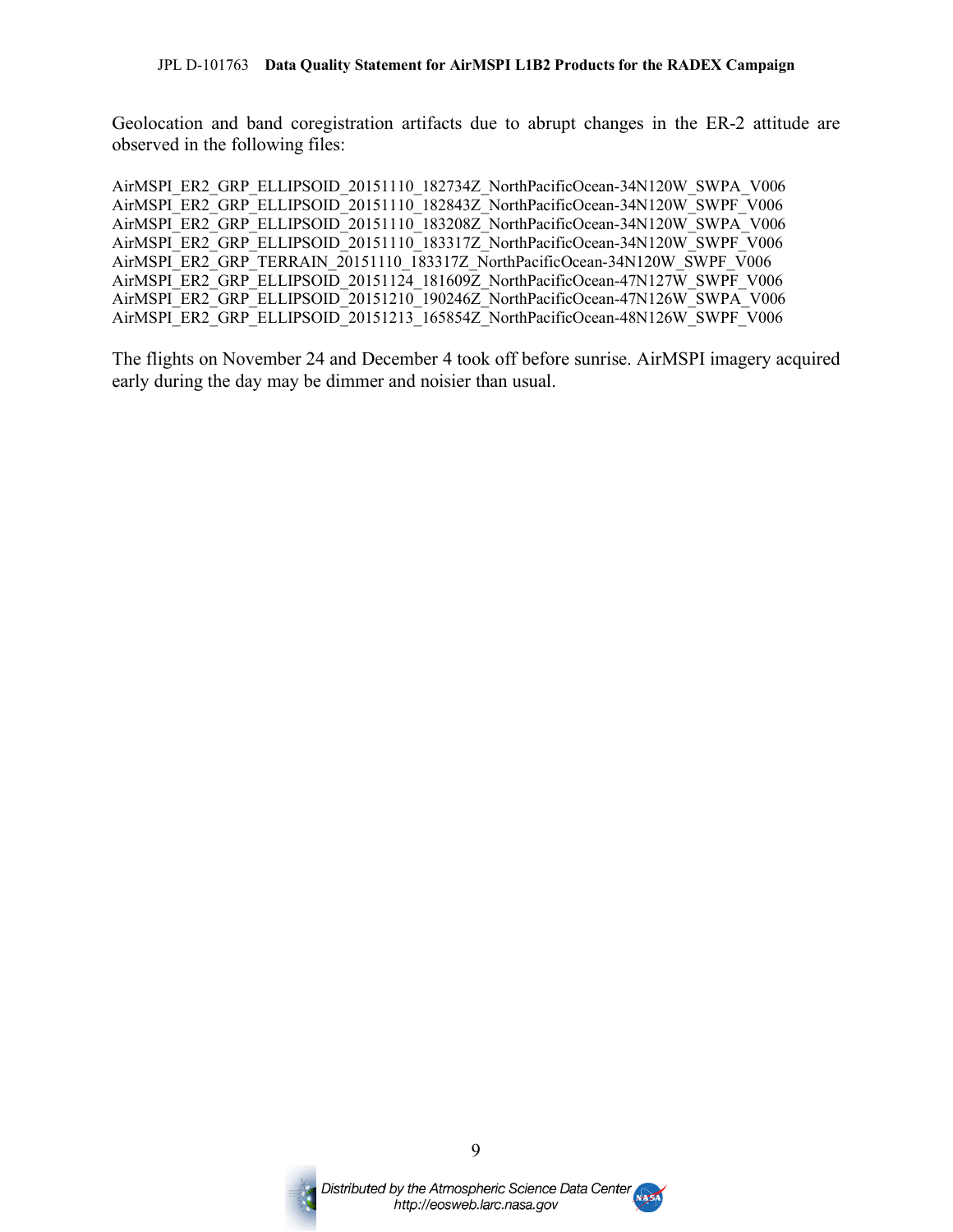Geolocation and band coregistration artifacts due to abrupt changes in the ER-2 attitude are observed in the following files:

AirMSPI_ER2_GRP_ELLIPSOID_20151110_182734Z_NorthPacificOcean-34N120W_SWPA_V006
AirMSPI_ER2_GRP_ELLIPSOID_20151110_182843Z_NorthPacificOcean-34N120W_SWPF_V006
AirMSPI_ER2_GRP_ELLIPSOID_20151110_183208Z_NorthPacificOcean-34N120W_SWPA_V006
AirMSPI_ER2_GRP_ELLIPSOID_20151110_183317Z_NorthPacificOcean-34N120W_SWPF_V006
AirMSPI_ER2_GRP_TERRAIN_20151110_183317Z_NorthPacificOcean-34N120W_SWPF_V006
AirMSPI_ER2_GRP_ELLIPSOID_20151124_181609Z_NorthPacificOcean-47N127W_SWPF_V006
AirMSPI_ER2_GRP_ELLIPSOID_20151210_190246Z_NorthPacificOcean-47N126W_SWPA_V006
AirMSPI_ER2_GRP_ELLIPSOID_20151213_165854Z_NorthPacificOcean-48N126W_SWPF_V006

The flights on November 24 and December 4 took off before sunrise. AirMSPI imagery acquired early during the day may be dimmer and noisier than usual.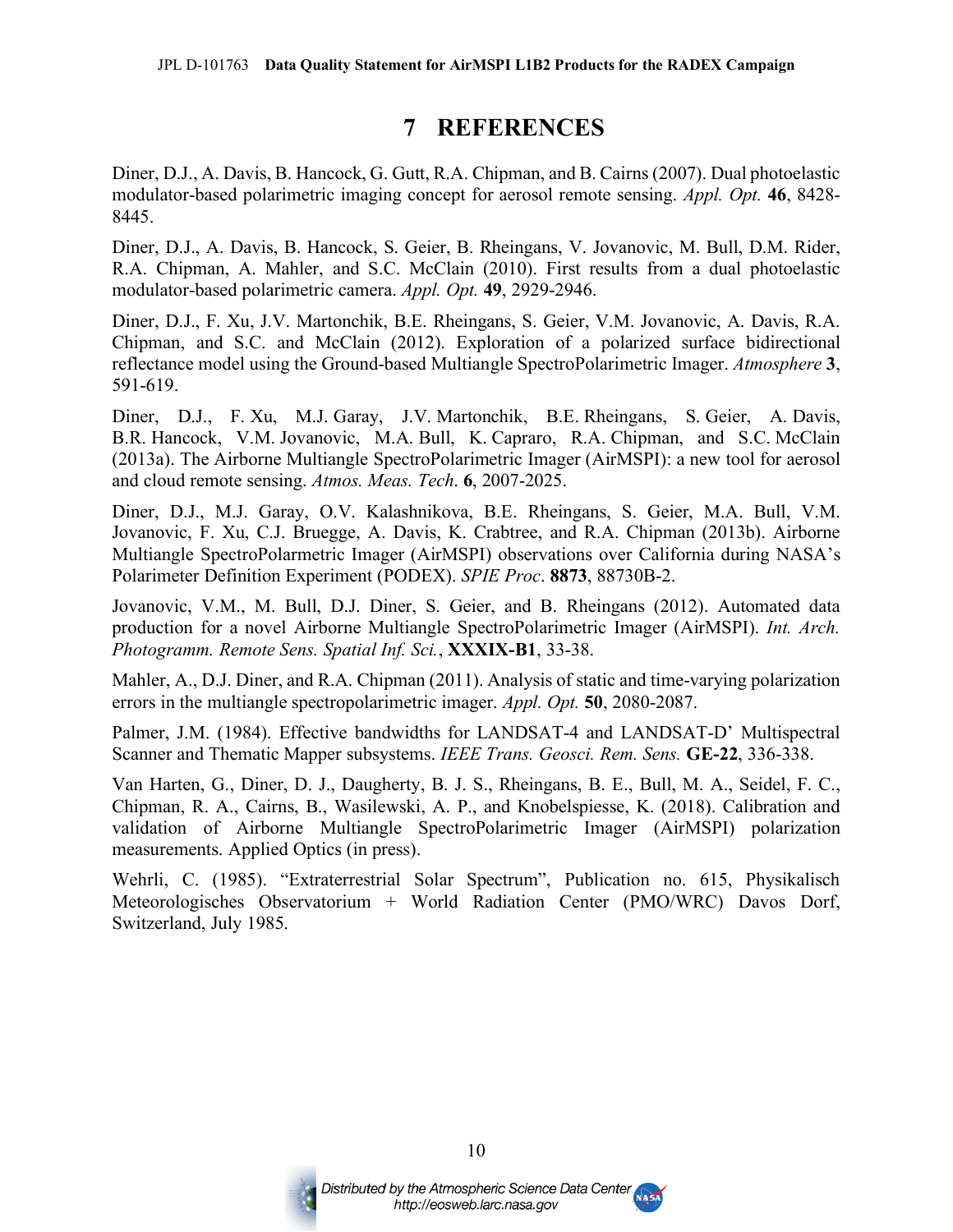# 7 REFERENCES

Diner, D.J., A. Davis, B. Hancock, G. Gutt, R.A. Chipman, and B. Cairns (2007). Dual photoelastic modulator-based polarimetric imaging concept for aerosol remote sensing. *Appl. Opt.* **46**, 8428-8445.

Diner, D.J., A. Davis, B. Hancock, S. Geier, B. Rheingans, V. Jovanovic, M. Bull, D.M. Rider, R.A. Chipman, A. Mahler, and S.C. McClain (2010). First results from a dual photoelastic modulator-based polarimetric camera. *Appl. Opt.* **49**, 2929-2946.

Diner, D.J., F. Xu, J.V. Martonchik, B.E. Rheingans, S. Geier, V.M. Jovanovic, A. Davis, R.A. Chipman, and S.C. and McClain (2012). Exploration of a polarized surface bidirectional reflectance model using the Ground-based Multiangle SpectroPolarimetric Imager. *Atmosphere* **3**, 591-619.

Diner, D.J., F. Xu, M.J. Garay, J.V. Martonchik, B.E. Rheingans, S. Geier, A. Davis, B.R. Hancock, V.M. Jovanovic, M.A. Bull, K. Capraro, R.A. Chipman, and S.C. McClain (2013a). The Airborne Multiangle SpectroPolarimetric Imager (AirMSPI): a new tool for aerosol and cloud remote sensing. *Atmos. Meas. Tech*. **6**, 2007-2025.

Diner, D.J., M.J. Garay, O.V. Kalashnikova, B.E. Rheingans, S. Geier, M.A. Bull, V.M. Jovanovic, F. Xu, C.J. Bruegge, A. Davis, K. Crabtree, and R.A. Chipman (2013b). Airborne Multiangle SpectroPolarmetric Imager (AirMSPI) observations over California during NASA's Polarimeter Definition Experiment (PODEX). *SPIE Proc*. **8873**, 88730B-2.

Jovanovic, V.M., M. Bull, D.J. Diner, S. Geier, and B. Rheingans (2012). Automated data production for a novel Airborne Multiangle SpectroPolarimetric Imager (AirMSPI). *Int. Arch. Photogramm. Remote Sens. Spatial Inf. Sci.*, **XXXIX-B1**, 33-38.

Mahler, A., D.J. Diner, and R.A. Chipman (2011). Analysis of static and time-varying polarization errors in the multiangle spectropolarimetric imager. *Appl. Opt.* **50**, 2080-2087.

Palmer, J.M. (1984). Effective bandwidths for LANDSAT-4 and LANDSAT-D' Multispectral Scanner and Thematic Mapper subsystems. *IEEE Trans. Geosci. Rem. Sens.* **GE-22**, 336-338.

Van Harten, G., Diner, D. J., Daugherty, B. J. S., Rheingans, B. E., Bull, M. A., Seidel, F. C., Chipman, R. A., Cairns, B., Wasilewski, A. P., and Knobelspiesse, K. (2018). Calibration and validation of Airborne Multiangle SpectroPolarimetric Imager (AirMSPI) polarization measurements. Applied Optics (in press).

Wehrli, C. (1985). "Extraterrestrial Solar Spectrum", Publication no. 615, Physikalisch Meteorologisches Observatorium + World Radiation Center (PMO/WRC) Davos Dorf, Switzerland, July 1985.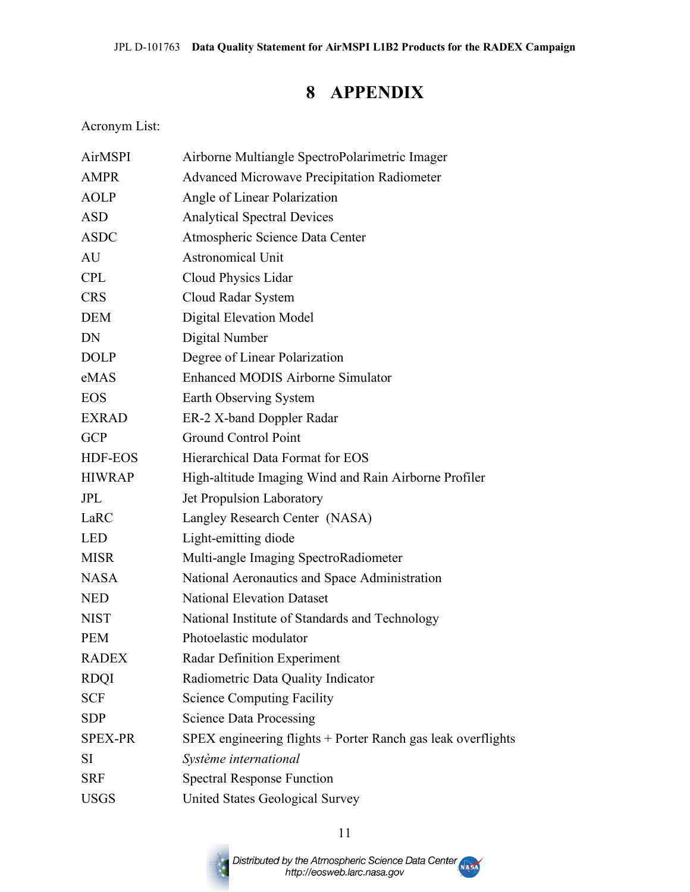# 8 APPENDIX

Acronym List:

| | |
|---|---|
| AirMSPI | Airborne Multiangle SpectroPolarimetric Imager |
| AMPR | Advanced Microwave Precipitation Radiometer |
| AOLP | Angle of Linear Polarization |
| ASD | Analytical Spectral Devices |
| ASDC | Atmospheric Science Data Center |
| AU | Astronomical Unit |
| CPL | Cloud Physics Lidar |
| CRS | Cloud Radar System |
| DEM | Digital Elevation Model |
| DN | Digital Number |
| DOLP | Degree of Linear Polarization |
| eMAS | Enhanced MODIS Airborne Simulator |
| EOS | Earth Observing System |
| EXRAD | ER-2 X-band Doppler Radar |
| GCP | Ground Control Point |
| HDF-EOS | Hierarchical Data Format for EOS |
| HIWRAP | High-altitude Imaging Wind and Rain Airborne Profiler |
| JPL | Jet Propulsion Laboratory |
| LaRC | Langley Research Center (NASA) |
| LED | Light-emitting diode |
| MISR | Multi-angle Imaging SpectroRadiometer |
| NASA | National Aeronautics and Space Administration |
| NED | National Elevation Dataset |
| NIST | National Institute of Standards and Technology |
| PEM | Photoelastic modulator |
| RADEX | Radar Definition Experiment |
| RDQI | Radiometric Data Quality Indicator |
| SCF | Science Computing Facility |
| SDP | Science Data Processing |
| SPEX-PR | SPEX engineering flights + Porter Ranch gas leak overflights |
| SI | *Système international* |
| SRF | Spectral Response Function |
| USGS | United States Geological Survey |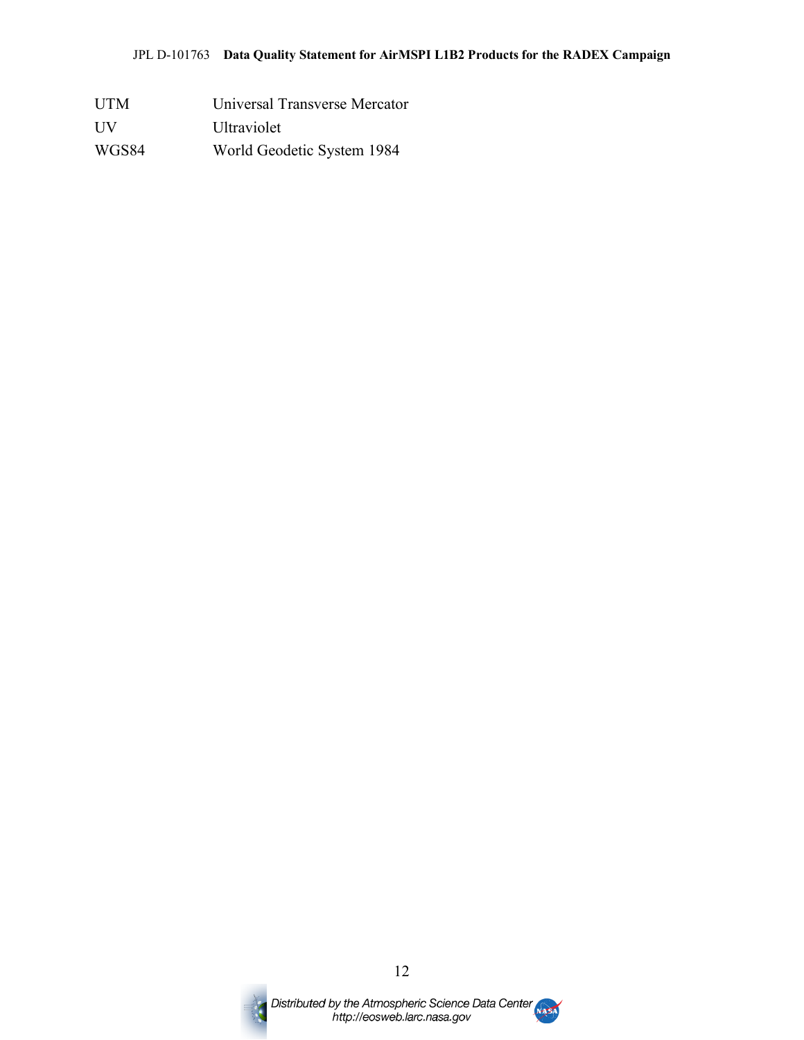| | |
|---|---|
| UTM | Universal Transverse Mercator |
| UV | Ultraviolet |
| WGS84 | World Geodetic System 1984 |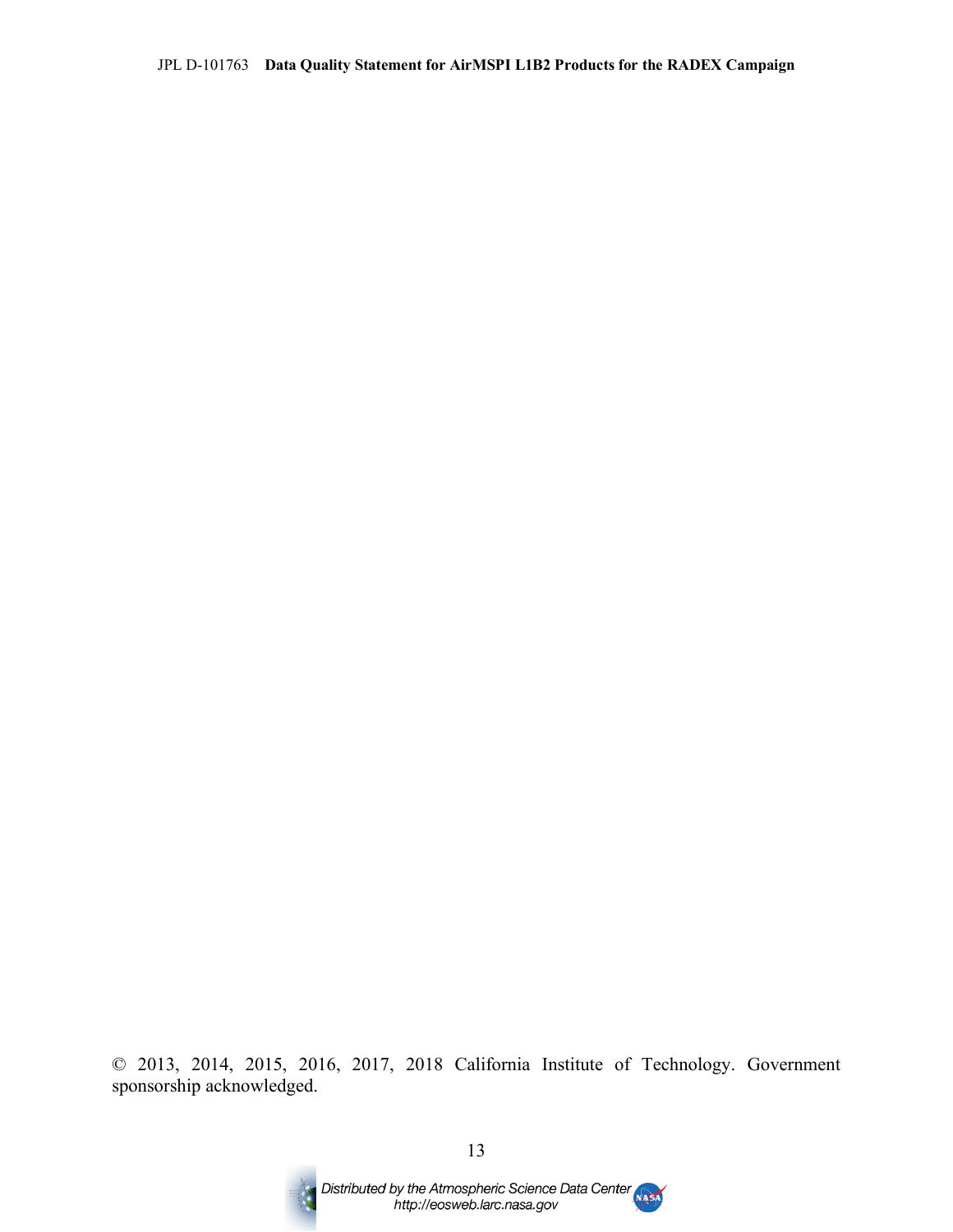© 2013, 2014, 2015, 2016, 2017, 2018 California Institute of Technology. Government sponsorship acknowledged.